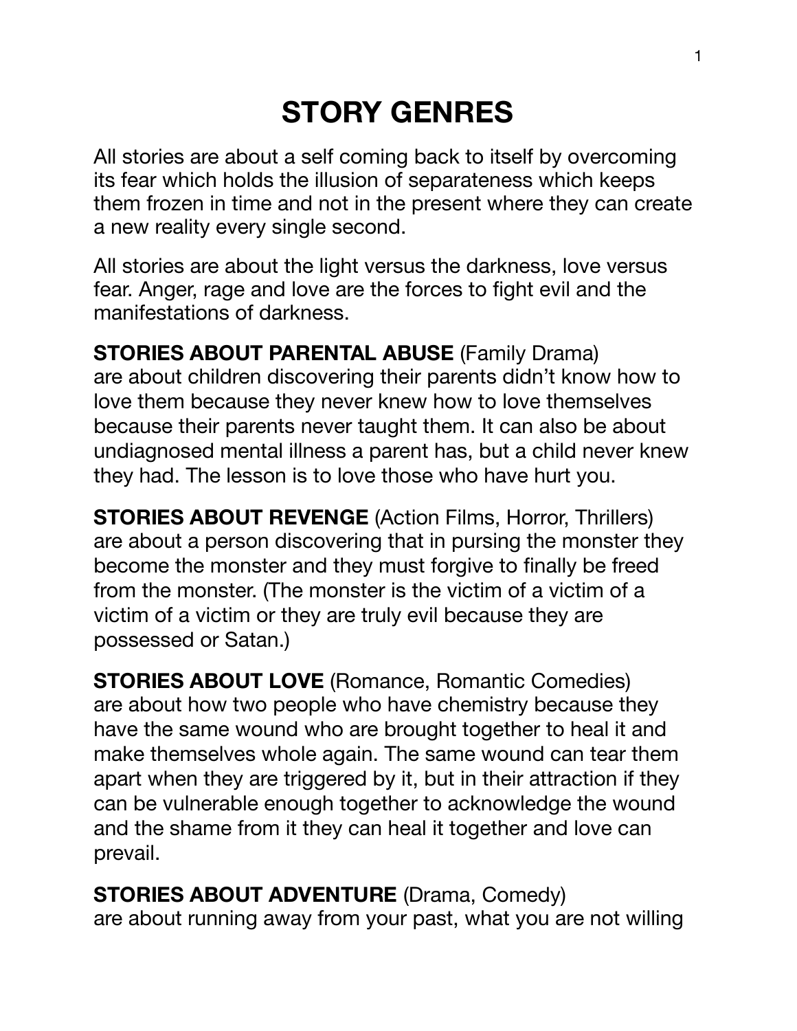# STORY GENRES

All stories are about a self coming back to itself by overcoming its fear which holds the illusion of separateness which keeps them frozen in time and not in the present where they can create a new reality every single second.

All stories are about the light versus the darkness, love versus fear. Anger, rage and love are the forces to fight evil and the manifestations of darkness.

**STORIES ABOUT PARENTAL ABUSE** (Family Drama) are about children discovering their parents didn't know how to love them because they never knew how to love themselves because their parents never taught them. It can also be about undiagnosed mental illness a parent has, but a child never knew they had. The lesson is to love those who have hurt you.

**STORIES ABOUT REVENGE** (Action Films, Horror, Thrillers) are about a person discovering that in pursing the monster they become the monster and they must forgive to finally be freed from the monster. (The monster is the victim of a victim of a victim of a victim or they are truly evil because they are possessed or Satan.)

**STORIES ABOUT LOVE** (Romance, Romantic Comedies) are about how two people who have chemistry because they have the same wound who are brought together to heal it and make themselves whole again. The same wound can tear them apart when they are triggered by it, but in their attraction if they can be vulnerable enough together to acknowledge the wound and the shame from it they can heal it together and love can prevail.

**STORIES ABOUT ADVENTURE** (Drama, Comedy) are about running away from your past, what you are not willing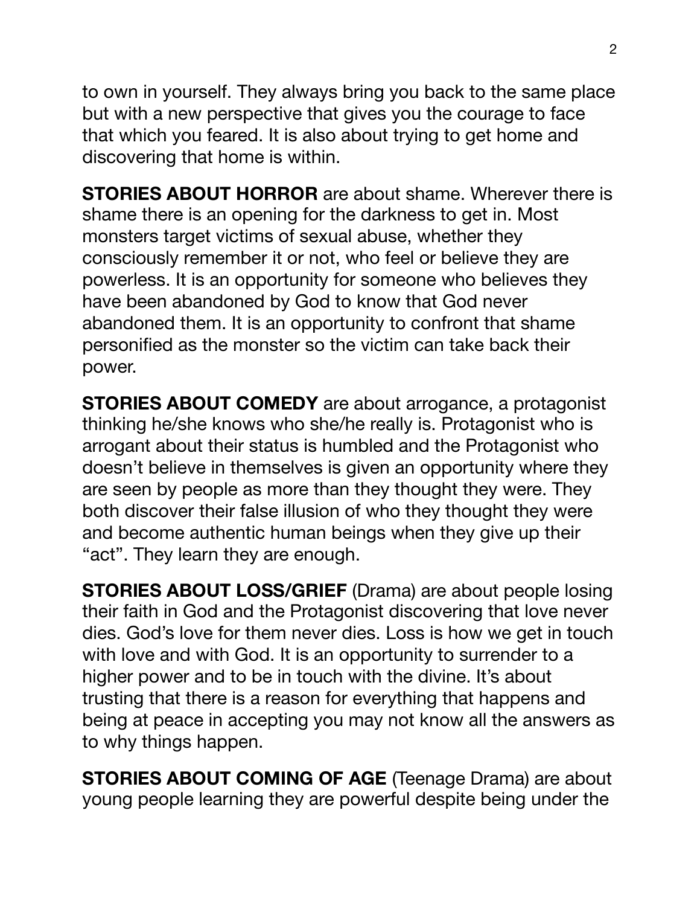to own in yourself. They always bring you back to the same place but with a new perspective that gives you the courage to face that which you feared. It is also about trying to get home and discovering that home is within.

**STORIES ABOUT HORROR** are about shame. Wherever there is shame there is an opening for the darkness to get in. Most monsters target victims of sexual abuse, whether they consciously remember it or not, who feel or believe they are powerless. It is an opportunity for someone who believes they have been abandoned by God to know that God never abandoned them. It is an opportunity to confront that shame personified as the monster so the victim can take back their power.

**STORIES ABOUT COMEDY** are about arrogance, a protagonist thinking he/she knows who she/he really is. Protagonist who is arrogant about their status is humbled and the Protagonist who doesn't believe in themselves is given an opportunity where they are seen by people as more than they thought they were. They both discover their false illusion of who they thought they were and become authentic human beings when they give up their "act". They learn they are enough.

**STORIES ABOUT LOSS/GRIEF** (Drama) are about people losing their faith in God and the Protagonist discovering that love never dies. God's love for them never dies. Loss is how we get in touch with love and with God. It is an opportunity to surrender to a higher power and to be in touch with the divine. It's about trusting that there is a reason for everything that happens and being at peace in accepting you may not know all the answers as to why things happen.

**STORIES ABOUT COMING OF AGE** (Teenage Drama) are about young people learning they are powerful despite being under the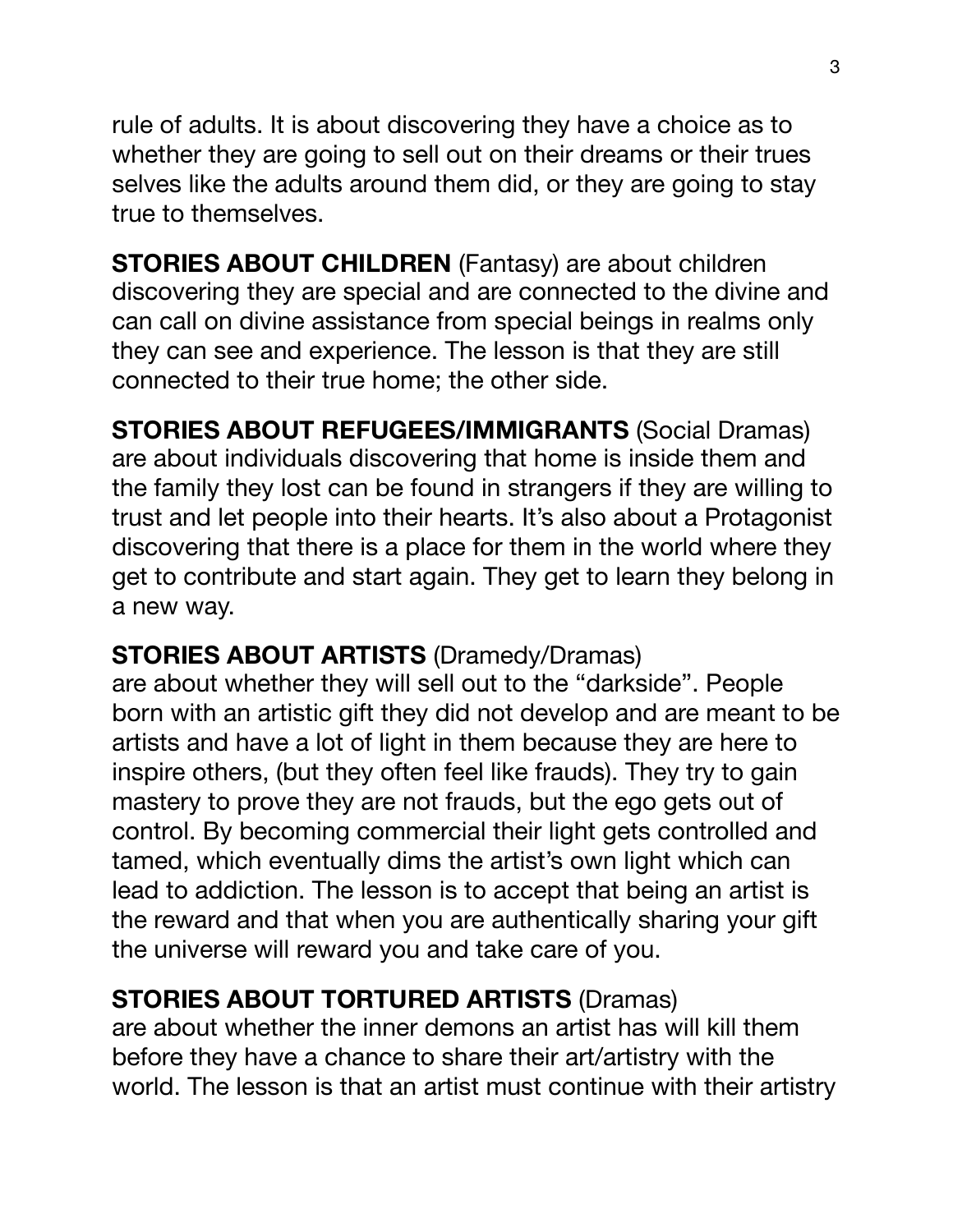rule of adults. It is about discovering they have a choice as to whether they are going to sell out on their dreams or their trues selves like the adults around them did, or they are going to stay true to themselves.

**STORIES ABOUT CHILDREN** (Fantasy) are about children discovering they are special and are connected to the divine and can call on divine assistance from special beings in realms only they can see and experience. The lesson is that they are still connected to their true home; the other side.

**STORIES ABOUT REFUGEES/IMMIGRANTS** (Social Dramas) are about individuals discovering that home is inside them and the family they lost can be found in strangers if they are willing to trust and let people into their hearts. It's also about a Protagonist discovering that there is a place for them in the world where they get to contribute and start again. They get to learn they belong in a new way.

**STORIES ABOUT ARTISTS** (Dramedy/Dramas) are about whether they will sell out to the "darkside". People born with an artistic gift they did not develop and are meant to be artists and have a lot of light in them because they are here to inspire others, (but they often feel like frauds). They try to gain mastery to prove they are not frauds, but the ego gets out of control. By becoming commercial their light gets controlled and tamed, which eventually dims the artist's own light which can lead to addiction. The lesson is to accept that being an artist is the reward and that when you are authentically sharing your gift the universe will reward you and take care of you.

**STORIES ABOUT TORTURED ARTISTS** (Dramas) are about whether the inner demons an artist has will kill them before they have a chance to share their art/artistry with the world. The lesson is that an artist must continue with their artistry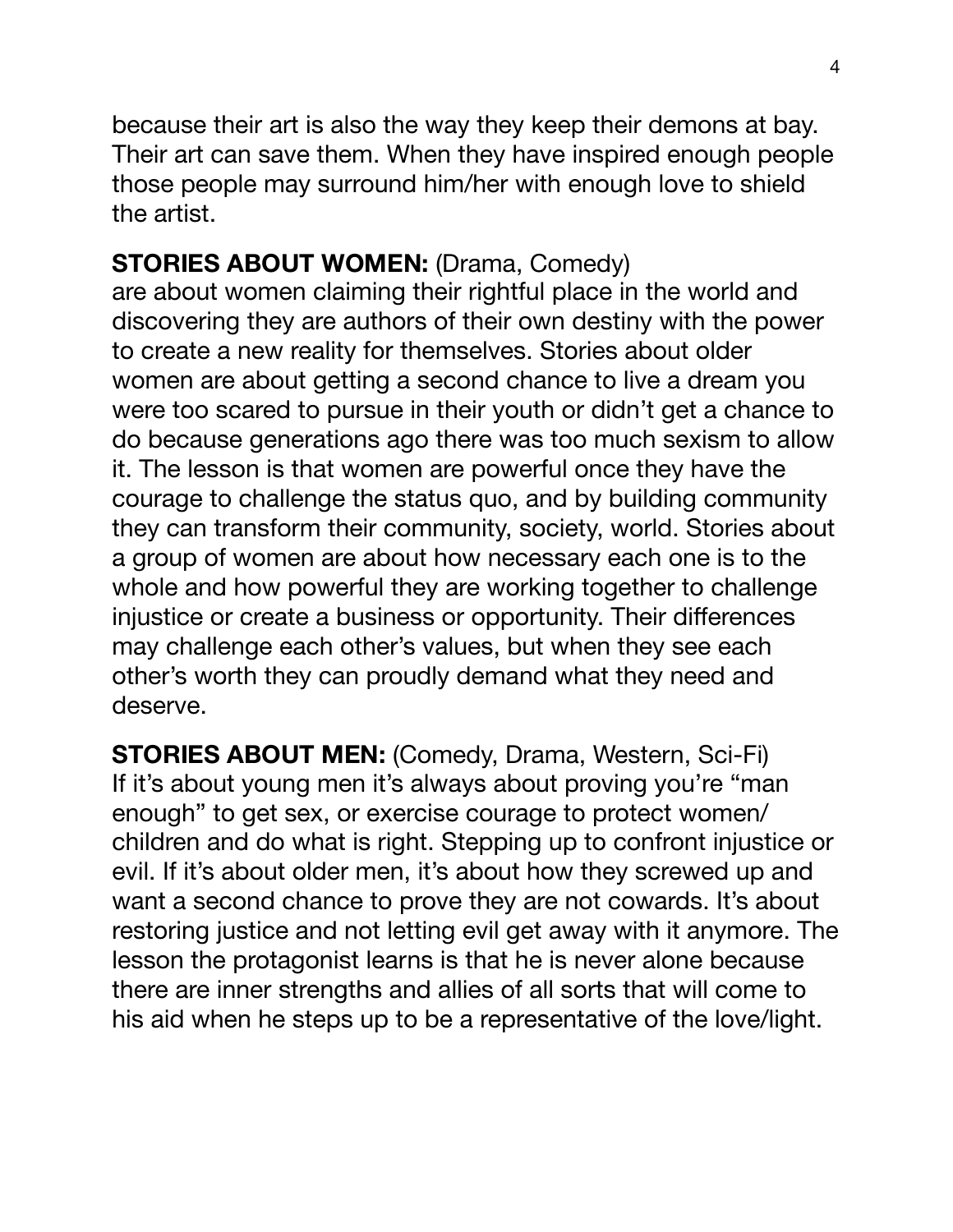because their art is also the way they keep their demons at bay. Their art can save them. When they have inspired enough people those people may surround him/her with enough love to shield the artist.

**STORIES ABOUT WOMEN:** (Drama, Comedy)
are about women claiming their rightful place in the world and discovering they are authors of their own destiny with the power to create a new reality for themselves. Stories about older women are about getting a second chance to live a dream you were too scared to pursue in their youth or didn't get a chance to do because generations ago there was too much sexism to allow it. The lesson is that women are powerful once they have the courage to challenge the status quo, and by building community they can transform their community, society, world. Stories about a group of women are about how necessary each one is to the whole and how powerful they are working together to challenge injustice or create a business or opportunity. Their differences may challenge each other's values, but when they see each other's worth they can proudly demand what they need and deserve.

**STORIES ABOUT MEN:** (Comedy, Drama, Western, Sci-Fi)
If it's about young men it's always about proving you're "man enough" to get sex, or exercise courage to protect women/ children and do what is right. Stepping up to confront injustice or evil. If it's about older men, it's about how they screwed up and want a second chance to prove they are not cowards. It's about restoring justice and not letting evil get away with it anymore. The lesson the protagonist learns is that he is never alone because there are inner strengths and allies of all sorts that will come to his aid when he steps up to be a representative of the love/light.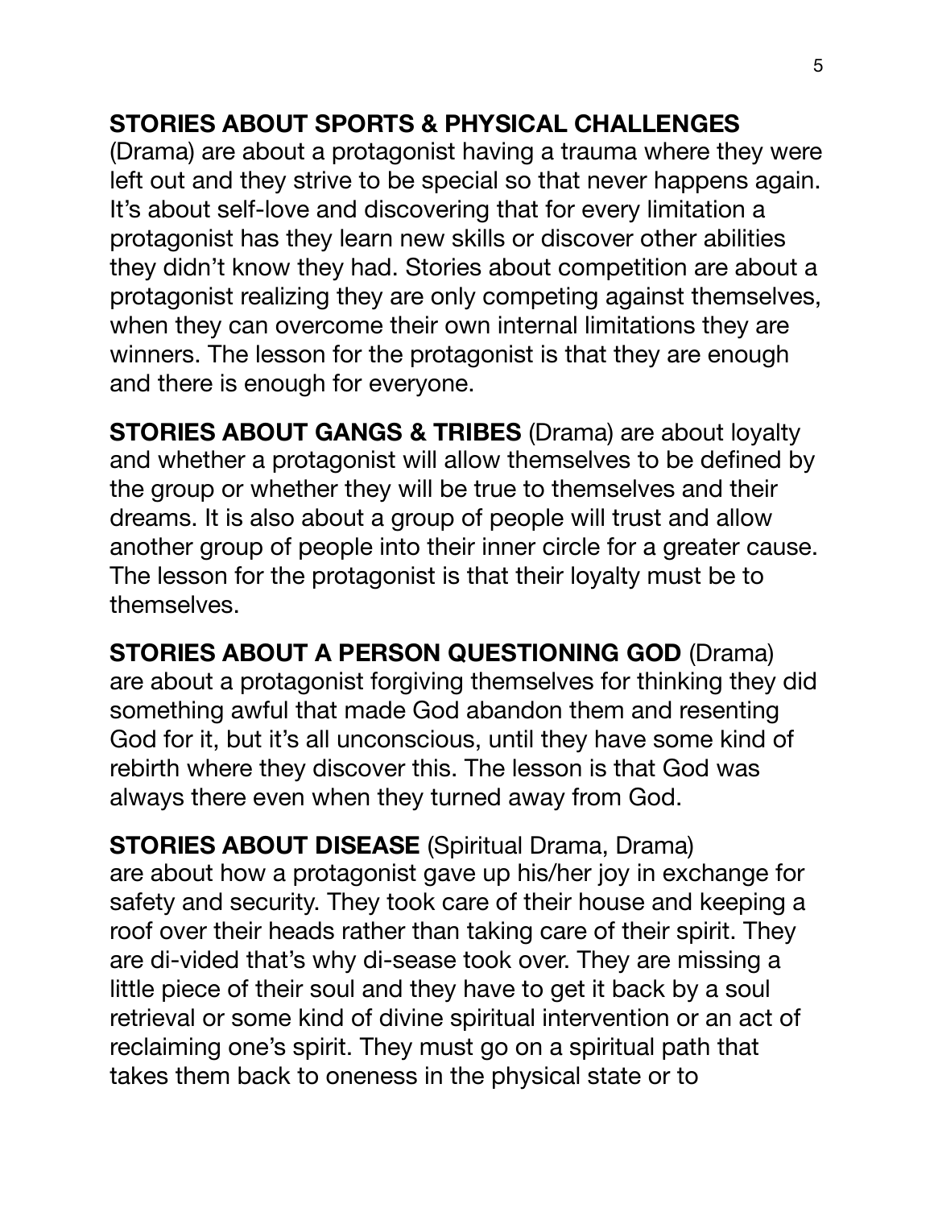**STORIES ABOUT SPORTS & PHYSICAL CHALLENGES** (Drama) are about a protagonist having a trauma where they were left out and they strive to be special so that never happens again. It's about self-love and discovering that for every limitation a protagonist has they learn new skills or discover other abilities they didn't know they had. Stories about competition are about a protagonist realizing they are only competing against themselves, when they can overcome their own internal limitations they are winners. The lesson for the protagonist is that they are enough and there is enough for everyone.

**STORIES ABOUT GANGS & TRIBES** (Drama) are about loyalty and whether a protagonist will allow themselves to be defined by the group or whether they will be true to themselves and their dreams. It is also about a group of people will trust and allow another group of people into their inner circle for a greater cause. The lesson for the protagonist is that their loyalty must be to themselves.

**STORIES ABOUT A PERSON QUESTIONING GOD** (Drama) are about a protagonist forgiving themselves for thinking they did something awful that made God abandon them and resenting God for it, but it's all unconscious, until they have some kind of rebirth where they discover this. The lesson is that God was always there even when they turned away from God.

**STORIES ABOUT DISEASE** (Spiritual Drama, Drama) are about how a protagonist gave up his/her joy in exchange for safety and security. They took care of their house and keeping a roof over their heads rather than taking care of their spirit. They are di-vided that's why di-sease took over. They are missing a little piece of their soul and they have to get it back by a soul retrieval or some kind of divine spiritual intervention or an act of reclaiming one's spirit. They must go on a spiritual path that takes them back to oneness in the physical state or to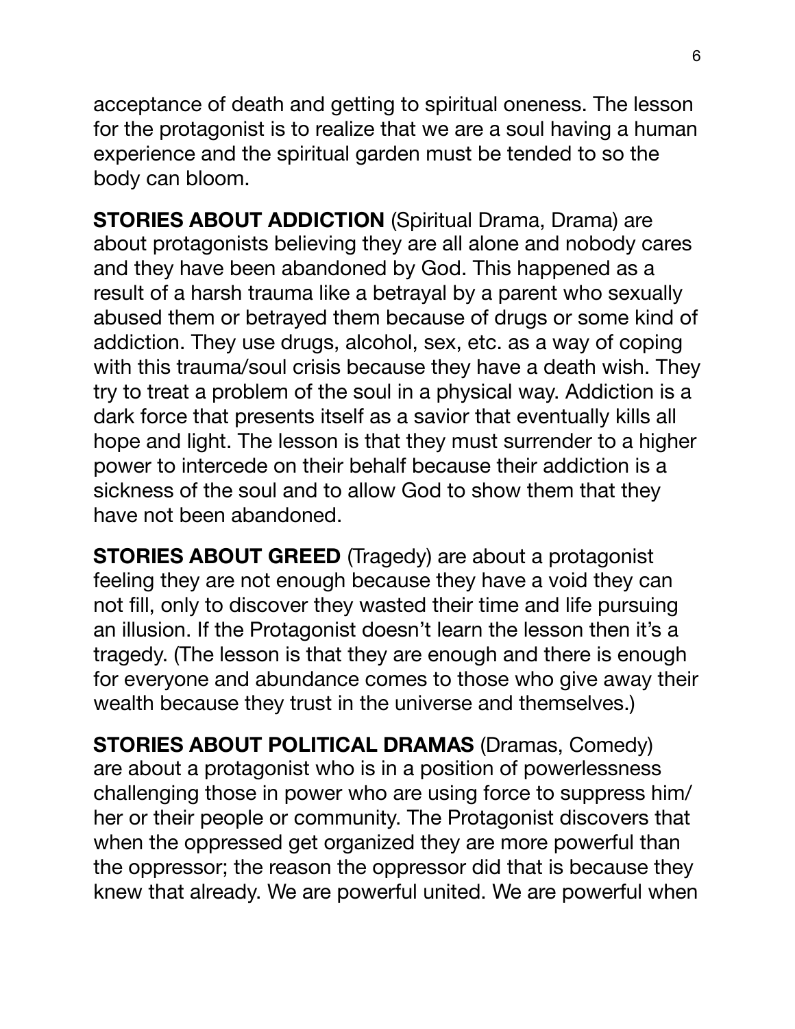acceptance of death and getting to spiritual oneness. The lesson for the protagonist is to realize that we are a soul having a human experience and the spiritual garden must be tended to so the body can bloom.

**STORIES ABOUT ADDICTION** (Spiritual Drama, Drama) are about protagonists believing they are all alone and nobody cares and they have been abandoned by God. This happened as a result of a harsh trauma like a betrayal by a parent who sexually abused them or betrayed them because of drugs or some kind of addiction. They use drugs, alcohol, sex, etc. as a way of coping with this trauma/soul crisis because they have a death wish. They try to treat a problem of the soul in a physical way. Addiction is a dark force that presents itself as a savior that eventually kills all hope and light. The lesson is that they must surrender to a higher power to intercede on their behalf because their addiction is a sickness of the soul and to allow God to show them that they have not been abandoned.

**STORIES ABOUT GREED** (Tragedy) are about a protagonist feeling they are not enough because they have a void they can not fill, only to discover they wasted their time and life pursuing an illusion. If the Protagonist doesn't learn the lesson then it's a tragedy. (The lesson is that they are enough and there is enough for everyone and abundance comes to those who give away their wealth because they trust in the universe and themselves.)

**STORIES ABOUT POLITICAL DRAMAS** (Dramas, Comedy) are about a protagonist who is in a position of powerlessness challenging those in power who are using force to suppress him/her or their people or community. The Protagonist discovers that when the oppressed get organized they are more powerful than the oppressor; the reason the oppressor did that is because they knew that already. We are powerful united. We are powerful when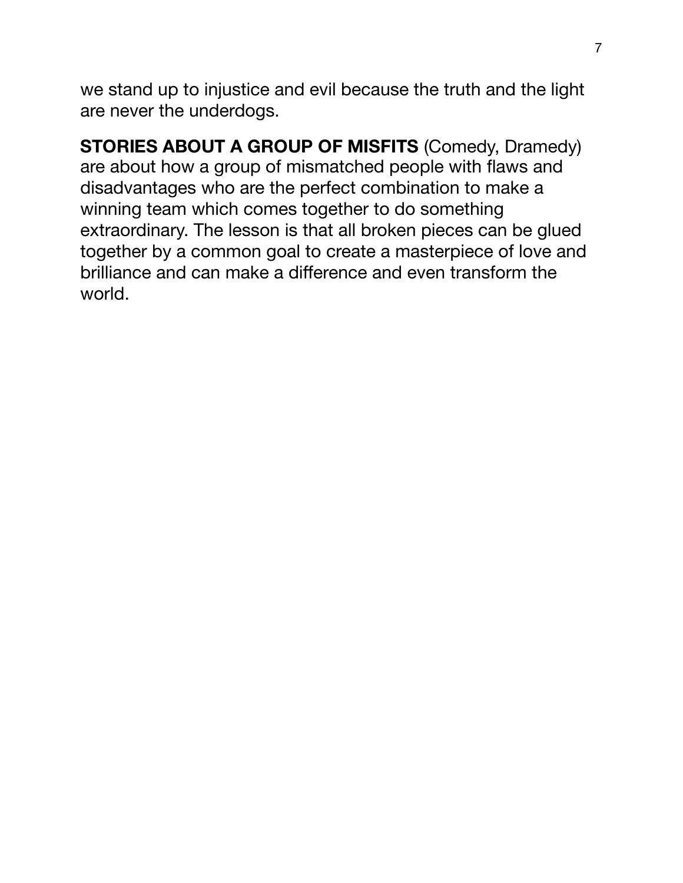we stand up to injustice and evil because the truth and the light are never the underdogs.

**STORIES ABOUT A GROUP OF MISFITS** (Comedy, Dramedy) are about how a group of mismatched people with flaws and disadvantages who are the perfect combination to make a winning team which comes together to do something extraordinary. The lesson is that all broken pieces can be glued together by a common goal to create a masterpiece of love and brilliance and can make a difference and even transform the world.